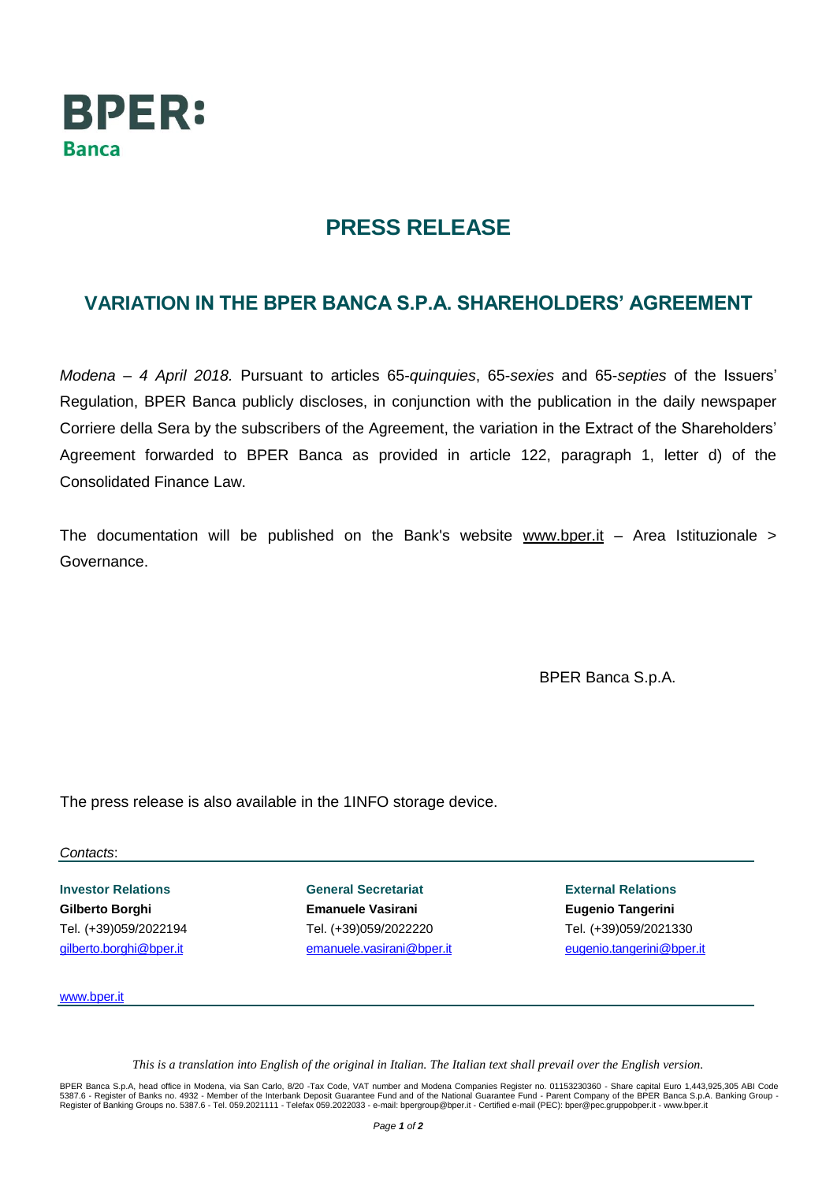**BPER:**
**Banca**

# PRESS RELEASE

## VARIATION IN THE BPER BANCA S.P.A. SHAREHOLDERS' AGREEMENT

*Modena – 4 April 2018.* Pursuant to articles 65-*quinquies*, 65-*sexies* and 65-*septies* of the Issuers' Regulation, BPER Banca publicly discloses, in conjunction with the publication in the daily newspaper Corriere della Sera by the subscribers of the Agreement, the variation in the Extract of the Shareholders' Agreement forwarded to BPER Banca as provided in article 122, paragraph 1, letter d) of the Consolidated Finance Law.

The documentation will be published on the Bank's website www.bper.it – Area Istituzionale > Governance.

BPER Banca S.p.A.

The press release is also available in the 1INFO storage device.

*Contacts*:

**Investor Relations**
**Gilberto Borghi**
Tel. (+39)059/2022194
gilberto.borghi@bper.it

**General Secretariat**
**Emanuele Vasirani**
Tel. (+39)059/2022220
emanuele.vasirani@bper.it

**External Relations**
**Eugenio Tangerini**
Tel. (+39)059/2021330
eugenio.tangerini@bper.it

www.bper.it

*This is a translation into English of the original in Italian. The Italian text shall prevail over the English version.*

BPER Banca S.p.A, head office in Modena, via San Carlo, 8/20 -Tax Code, VAT number and Modena Companies Register no. 01153230360 - Share capital Euro 1,443,925,305 ABI Code 5387.6 - Register of Banks no. 4932 - Member of the Interbank Deposit Guarantee Fund and of the National Guarantee Fund - Parent Company of the BPER Banca S.p.A. Banking Group - Register of Banking Groups no. 5387.6 - Tel. 059.2021111 - Telefax 059.2022033 - e-mail: bpergroup@bper.it - Certified e-mail (PEC): bper@pec.gruppobper.it - www.bper.it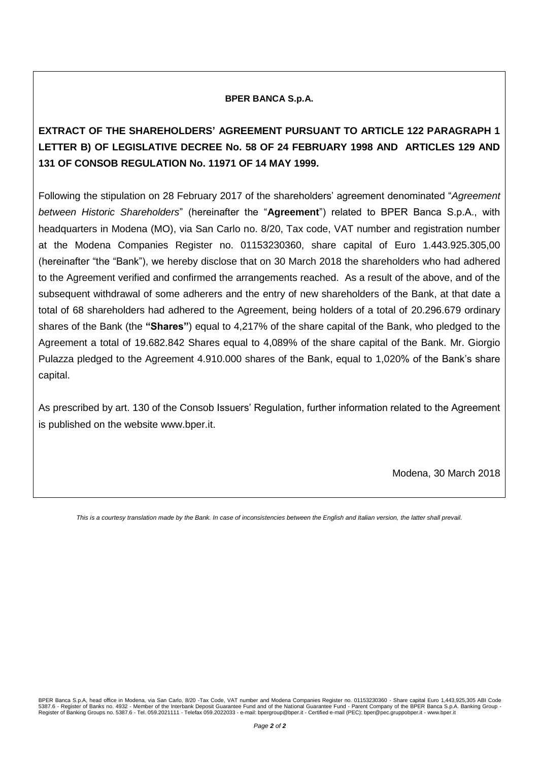**BPER BANCA S.p.A.**

## EXTRACT OF THE SHAREHOLDERS' AGREEMENT PURSUANT TO ARTICLE 122 PARAGRAPH 1 LETTER B) OF LEGISLATIVE DECREE No. 58 OF 24 FEBRUARY 1998 AND ARTICLES 129 AND 131 OF CONSOB REGULATION No. 11971 OF 14 MAY 1999.

Following the stipulation on 28 February 2017 of the shareholders' agreement denominated "*Agreement between Historic Shareholders*" (hereinafter the "**Agreement**") related to BPER Banca S.p.A., with headquarters in Modena (MO), via San Carlo no. 8/20, Tax code, VAT number and registration number at the Modena Companies Register no. 01153230360, share capital of Euro 1.443.925.305,00 (hereinafter "the "Bank"), we hereby disclose that on 30 March 2018 the shareholders who had adhered to the Agreement verified and confirmed the arrangements reached. As a result of the above, and of the subsequent withdrawal of some adherers and the entry of new shareholders of the Bank, at that date a total of 68 shareholders had adhered to the Agreement, being holders of a total of 20.296.679 ordinary shares of the Bank (the **"Shares"**) equal to 4,217% of the share capital of the Bank, who pledged to the Agreement a total of 19.682.842 Shares equal to 4,089% of the share capital of the Bank. Mr. Giorgio Pulazza pledged to the Agreement 4.910.000 shares of the Bank, equal to 1,020% of the Bank's share capital.

As prescribed by art. 130 of the Consob Issuers' Regulation, further information related to the Agreement is published on the website www.bper.it.

Modena, 30 March 2018

*This is a courtesy translation made by the Bank. In case of inconsistencies between the English and Italian version, the latter shall prevail.*

BPER Banca S.p.A, head office in Modena, via San Carlo, 8/20 -Tax Code, VAT number and Modena Companies Register no. 01153230360 - Share capital Euro 1,443,925,305 ABI Code 5387.6 - Register of Banks no. 4932 - Member of the Interbank Deposit Guarantee Fund and of the National Guarantee Fund - Parent Company of the BPER Banca S.p.A. Banking Group - Register of Banking Groups no. 5387.6 - Tel. 059.2021111 - Telefax 059.2022033 - e-mail: bpergroup@bper.it - Certified e-mail (PEC): bper@pec.gruppobper.it - www.bper.it